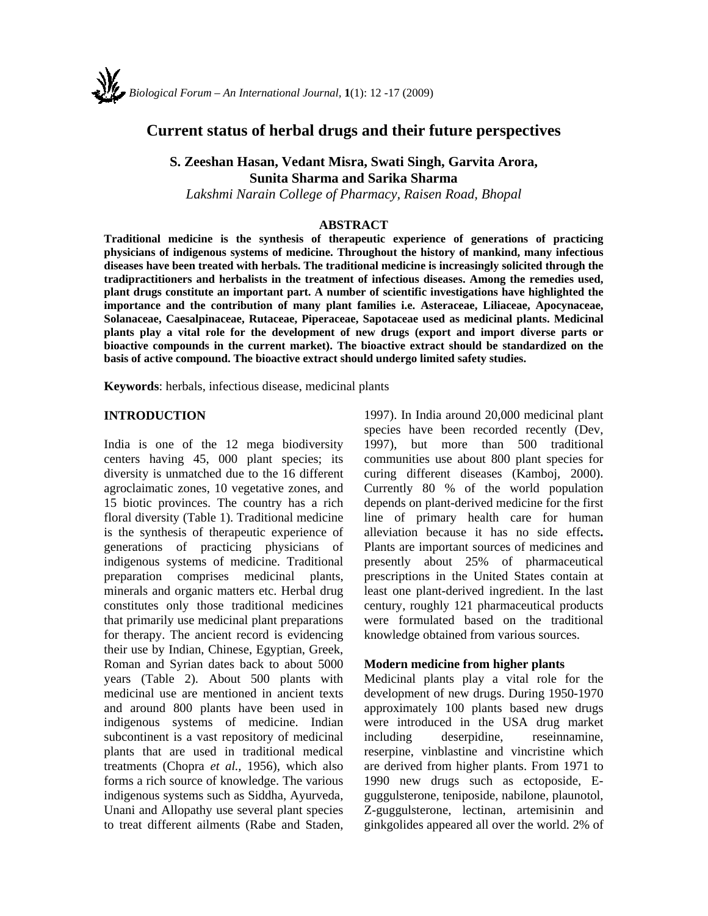# Current status of herbal drugs and their future perspectives

**S. Zeeshan Hasan, Vedant Misra, Swati Singh, Garvita Arora, Sunita Sharma and Sarika Sharma**

*Lakshmi Narain College of Pharmacy, Raisen Road, Bhopal*

## ABSTRACT

**Traditional medicine is the synthesis of therapeutic experience of generations of practicing physicians of indigenous systems of medicine. Throughout the history of mankind, many infectious diseases have been treated with herbals. The traditional medicine is increasingly solicited through the tradipractitioners and herbalists in the treatment of infectious diseases. Among the remedies used, plant drugs constitute an important part. A number of scientific investigations have highlighted the importance and the contribution of many plant families i.e. Asteraceae, Liliaceae, Apocynaceae, Solanaceae, Caesalpinaceae, Rutaceae, Piperaceae, Sapotaceae used as medicinal plants. Medicinal plants play a vital role for the development of new drugs (export and import diverse parts or bioactive compounds in the current market). The bioactive extract should be standardized on the basis of active compound. The bioactive extract should undergo limited safety studies.**

**Keywords**: herbals, infectious disease, medicinal plants

## INTRODUCTION

India is one of the 12 mega biodiversity centers having 45, 000 plant species; its diversity is unmatched due to the 16 different agroclaimatic zones, 10 vegetative zones, and 15 biotic provinces. The country has a rich floral diversity (Table 1). Traditional medicine is the synthesis of therapeutic experience of generations of practicing physicians of indigenous systems of medicine. Traditional preparation comprises medicinal plants, minerals and organic matters etc. Herbal drug constitutes only those traditional medicines that primarily use medicinal plant preparations for therapy. The ancient record is evidencing their use by Indian, Chinese, Egyptian, Greek, Roman and Syrian dates back to about 5000 years (Table 2). About 500 plants with medicinal use are mentioned in ancient texts and around 800 plants have been used in indigenous systems of medicine. Indian subcontinent is a vast repository of medicinal plants that are used in traditional medical treatments (Chopra *et al.,* 1956), which also forms a rich source of knowledge. The various indigenous systems such as Siddha, Ayurveda, Unani and Allopathy use several plant species to treat different ailments (Rabe and Staden, 1997). In India around 20,000 medicinal plant species have been recorded recently (Dev, 1997), but more than 500 traditional communities use about 800 plant species for curing different diseases (Kamboj, 2000). Currently 80 % of the world population depends on plant-derived medicine for the first line of primary health care for human alleviation because it has no side effects**.** Plants are important sources of medicines and presently about 25% of pharmaceutical prescriptions in the United States contain at least one plant-derived ingredient. In the last century, roughly 121 pharmaceutical products were formulated based on the traditional knowledge obtained from various sources.

### Modern medicine from higher plants

Medicinal plants play a vital role for the development of new drugs. During 1950-1970 approximately 100 plants based new drugs were introduced in the USA drug market including deserpidine, reseinnamine, reserpine, vinblastine and vincristine which are derived from higher plants. From 1971 to 1990 new drugs such as ectoposide, E-guggulsterone, teniposide, nabilone, plaunotol, Z-guggulsterone, lectinan, artemisinin and ginkgolides appeared all over the world. 2% of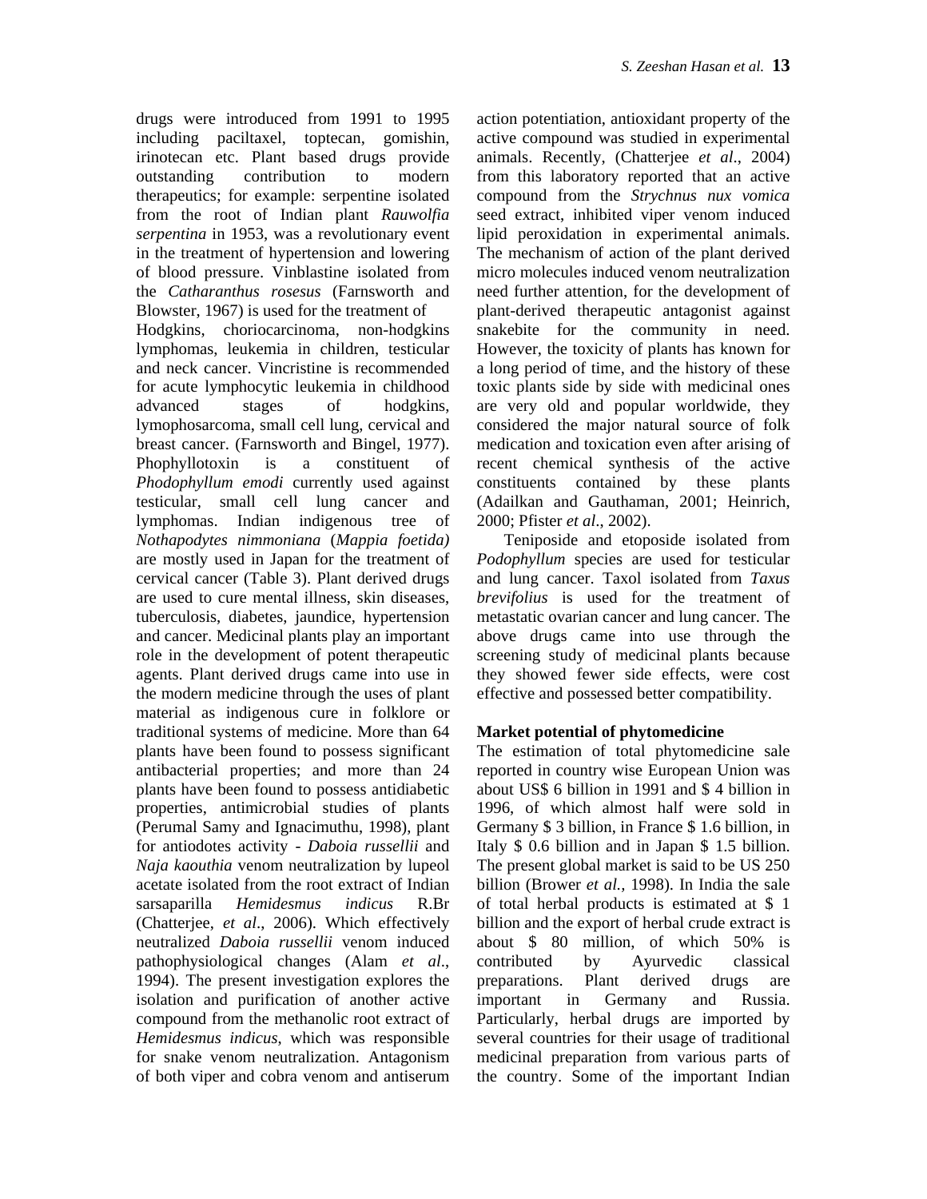drugs were introduced from 1991 to 1995 including paciltaxel, toptecan, gomishin, irinotecan etc. Plant based drugs provide outstanding contribution to modern therapeutics; for example: serpentine isolated from the root of Indian plant *Rauwolfia serpentina* in 1953, was a revolutionary event in the treatment of hypertension and lowering of blood pressure. Vinblastine isolated from the *Catharanthus rosesus* (Farnsworth and Blowster, 1967) is used for the treatment of Hodgkins, choriocarcinoma, non-hodgkins lymphomas, leukemia in children, testicular and neck cancer. Vincristine is recommended for acute lymphocytic leukemia in childhood advanced stages of hodgkins, lymophosarcoma, small cell lung, cervical and breast cancer. (Farnsworth and Bingel, 1977). Phophyllotoxin is a constituent of *Phodophyllum emodi* currently used against testicular, small cell lung cancer and lymphomas. Indian indigenous tree of *Nothapodytes nimmoniana* (*Mappia foetida)* are mostly used in Japan for the treatment of cervical cancer (Table 3). Plant derived drugs are used to cure mental illness, skin diseases, tuberculosis, diabetes, jaundice, hypertension and cancer. Medicinal plants play an important role in the development of potent therapeutic agents. Plant derived drugs came into use in the modern medicine through the uses of plant material as indigenous cure in folklore or traditional systems of medicine. More than 64 plants have been found to possess significant antibacterial properties; and more than 24 plants have been found to possess antidiabetic properties, antimicrobial studies of plants (Perumal Samy and Ignacimuthu, 1998), plant for antiodotes activity - *Daboia russellii* and *Naja kaouthia* venom neutralization by lupeol acetate isolated from the root extract of Indian sarsaparilla *Hemidesmus indicus* R.Br (Chatterjee, *et al*., 2006). Which effectively neutralized *Daboia russellii* venom induced pathophysiological changes (Alam *et al*., 1994). The present investigation explores the isolation and purification of another active compound from the methanolic root extract of *Hemidesmus indicus*, which was responsible for snake venom neutralization. Antagonism of both viper and cobra venom and antiserum action potentiation, antioxidant property of the active compound was studied in experimental animals. Recently, (Chatterjee *et al*., 2004) from this laboratory reported that an active compound from the *Strychnus nux vomica* seed extract, inhibited viper venom induced lipid peroxidation in experimental animals. The mechanism of action of the plant derived micro molecules induced venom neutralization need further attention, for the development of plant-derived therapeutic antagonist against snakebite for the community in need. However, the toxicity of plants has known for a long period of time, and the history of these toxic plants side by side with medicinal ones are very old and popular worldwide, they considered the major natural source of folk medication and toxication even after arising of recent chemical synthesis of the active constituents contained by these plants (Adailkan and Gauthaman, 2001; Heinrich, 2000; Pfister *et al*., 2002).

Teniposide and etoposide isolated from *Podophyllum* species are used for testicular and lung cancer. Taxol isolated from *Taxus brevifolius* is used for the treatment of metastatic ovarian cancer and lung cancer. The above drugs came into use through the screening study of medicinal plants because they showed fewer side effects, were cost effective and possessed better compatibility.

**Market potential of phytomedicine**

The estimation of total phytomedicine sale reported in country wise European Union was about US$ 6 billion in 1991 and $ 4 billion in 1996, of which almost half were sold in Germany $ 3 billion, in France $ 1.6 billion, in Italy $ 0.6 billion and in Japan $ 1.5 billion. The present global market is said to be US 250 billion (Brower *et al.,* 1998). In India the sale of total herbal products is estimated at $ 1 billion and the export of herbal crude extract is about $ 80 million, of which 50% is contributed by Ayurvedic classical preparations. Plant derived drugs are important in Germany and Russia. Particularly, herbal drugs are imported by several countries for their usage of traditional medicinal preparation from various parts of the country. Some of the important Indian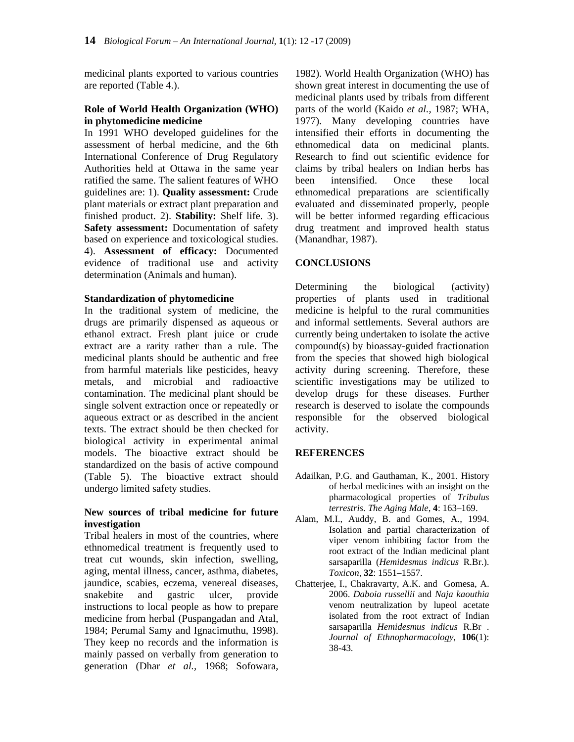medicinal plants exported to various countries are reported (Table 4.).

### Role of World Health Organization (WHO) in phytomedicine medicine

In 1991 WHO developed guidelines for the assessment of herbal medicine, and the 6th International Conference of Drug Regulatory Authorities held at Ottawa in the same year ratified the same. The salient features of WHO guidelines are: 1). **Quality assessment:** Crude plant materials or extract plant preparation and finished product. 2). **Stability:** Shelf life. 3). **Safety assessment:** Documentation of safety based on experience and toxicological studies. 4). **Assessment of efficacy:** Documented evidence of traditional use and activity determination (Animals and human).

### Standardization of phytomedicine

In the traditional system of medicine, the drugs are primarily dispensed as aqueous or ethanol extract. Fresh plant juice or crude extract are a rarity rather than a rule. The medicinal plants should be authentic and free from harmful materials like pesticides, heavy metals, and microbial and radioactive contamination. The medicinal plant should be single solvent extraction once or repeatedly or aqueous extract or as described in the ancient texts. The extract should be then checked for biological activity in experimental animal models. The bioactive extract should be standardized on the basis of active compound (Table 5). The bioactive extract should undergo limited safety studies.

### New sources of tribal medicine for future investigation

Tribal healers in most of the countries, where ethnomedical treatment is frequently used to treat cut wounds, skin infection, swelling, aging, mental illness, cancer, asthma, diabetes, jaundice, scabies, eczema, venereal diseases, snakebite and gastric ulcer, provide instructions to local people as how to prepare medicine from herbal (Puspangadan and Atal, 1984; Perumal Samy and Ignacimuthu, 1998). They keep no records and the information is mainly passed on verbally from generation to generation (Dhar *et al.,* 1968; Sofowara, 1982). World Health Organization (WHO) has shown great interest in documenting the use of medicinal plants used by tribals from different parts of the world (Kaido *et al.*, 1987; WHA, 1977). Many developing countries have intensified their efforts in documenting the ethnomedical data on medicinal plants. Research to find out scientific evidence for claims by tribal healers on Indian herbs has been intensified. Once these local ethnomedical preparations are scientifically evaluated and disseminated properly, people will be better informed regarding efficacious drug treatment and improved health status (Manandhar, 1987).

## CONCLUSIONS

Determining the biological (activity) properties of plants used in traditional medicine is helpful to the rural communities and informal settlements. Several authors are currently being undertaken to isolate the active compound(s) by bioassay-guided fractionation from the species that showed high biological activity during screening. Therefore, these scientific investigations may be utilized to develop drugs for these diseases. Further research is deserved to isolate the compounds responsible for the observed biological activity.

## REFERENCES

Adailkan, P.G. and Gauthaman, K., 2001. History of herbal medicines with an insight on the pharmacological properties of *Tribulus terrestris*. *The Aging Male*, **4**: 163–169.

Alam, M.I., Auddy, B. and Gomes, A., 1994. Isolation and partial characterization of viper venom inhibiting factor from the root extract of the Indian medicinal plant sarsaparilla (*Hemidesmus indicus* R.Br.). *Toxicon*, **32**: 1551–1557.

Chatterjee, I., Chakravarty, A.K. and Gomesa, A. 2006. *Daboia russellii* and *Naja kaouthia* venom neutralization by lupeol acetate isolated from the root extract of Indian sarsaparilla *Hemidesmus indicus* R.Br . *Journal of Ethnopharmacology*, **106**(1): 38-43.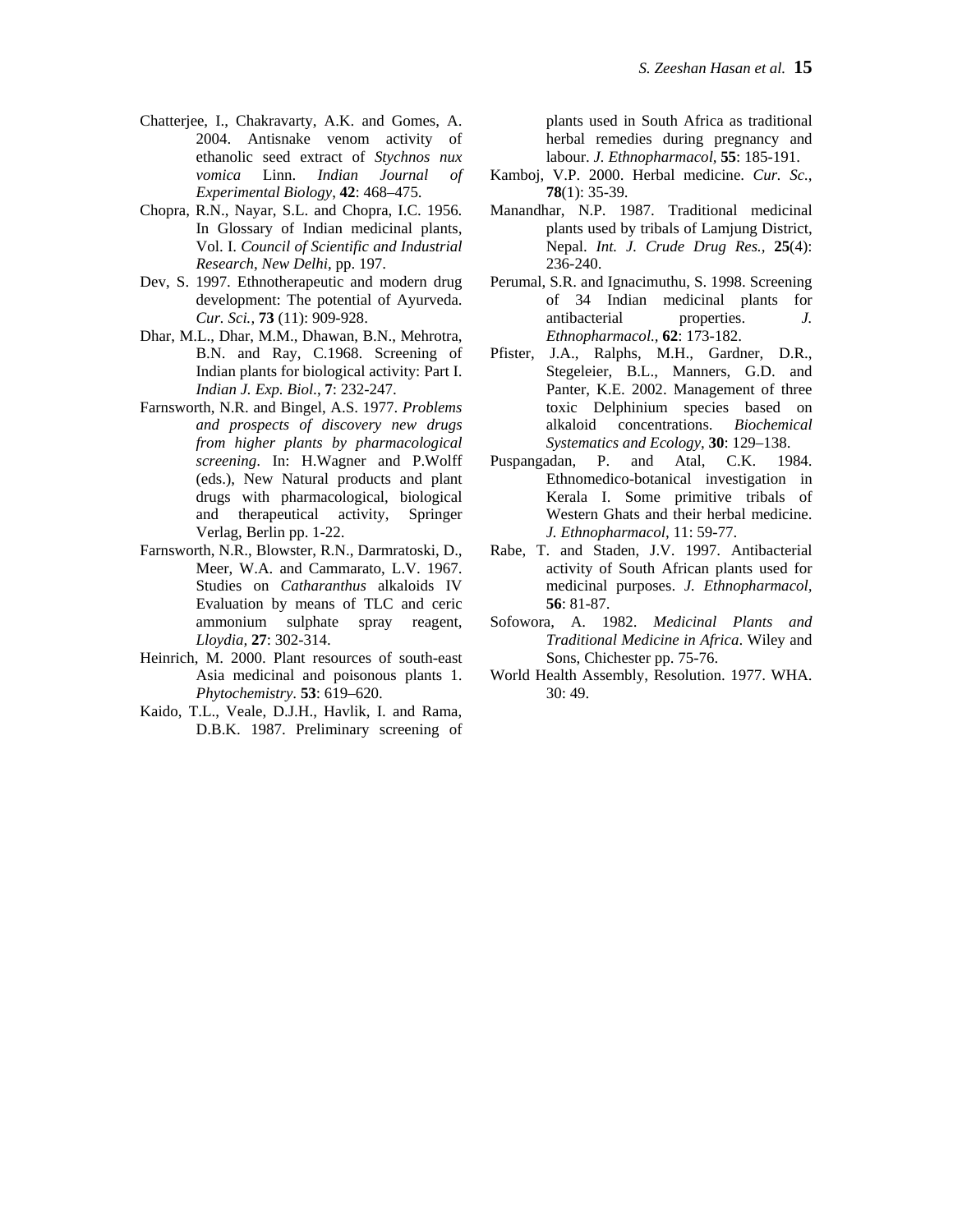Chatterjee, I., Chakravarty, A.K. and Gomes, A. 2004. Antisnake venom activity of ethanolic seed extract of *Stychnos nux vomica* Linn. *Indian Journal of Experimental Biology*, **42**: 468–475.

Chopra, R.N., Nayar, S.L. and Chopra, I.C. 1956. In Glossary of Indian medicinal plants, Vol. I. *Council of Scientific and Industrial Research, New Delhi*, pp. 197.

Dev, S. 1997. Ethnotherapeutic and modern drug development: The potential of Ayurveda. *Cur. Sci.,* **73** (11): 909-928.

Dhar, M.L., Dhar, M.M., Dhawan, B.N., Mehrotra, B.N. and Ray, C.1968. Screening of Indian plants for biological activity: Part I. *Indian J. Exp. Biol.*, **7**: 232-247.

Farnsworth, N.R. and Bingel, A.S. 1977. *Problems and prospects of discovery new drugs from higher plants by pharmacological screening*. In: H.Wagner and P.Wolff (eds.), New Natural products and plant drugs with pharmacological, biological and therapeutical activity, Springer Verlag, Berlin pp. 1-22.

Farnsworth, N.R., Blowster, R.N., Darmratoski, D., Meer, W.A. and Cammarato, L.V. 1967. Studies on *Catharanthus* alkaloids IV Evaluation by means of TLC and ceric ammonium sulphate spray reagent, *Lloydia*, **27**: 302-314.

Heinrich, M. 2000. Plant resources of south-east Asia medicinal and poisonous plants 1. *Phytochemistry*. **53**: 619–620.

Kaido, T.L., Veale, D.J.H., Havlik, I. and Rama, D.B.K. 1987. Preliminary screening of plants used in South Africa as traditional herbal remedies during pregnancy and labour. *J. Ethnopharmacol*, **55**: 185-191.

Kamboj, V.P. 2000. Herbal medicine. *Cur. Sc.*, **78**(1): 35-39.

Manandhar, N.P. 1987. Traditional medicinal plants used by tribals of Lamjung District, Nepal. *Int. J. Crude Drug Res.*, **25**(4): 236-240.

Perumal, S.R. and Ignacimuthu, S. 1998. Screening of 34 Indian medicinal plants for antibacterial properties. *J. Ethnopharmacol.*, **62**: 173-182.

Pfister, J.A., Ralphs, M.H., Gardner, D.R., Stegeleier, B.L., Manners, G.D. and Panter, K.E. 2002. Management of three toxic Delphinium species based on alkaloid concentrations. *Biochemical Systematics and Ecology*, **30**: 129–138.

Puspangadan, P. and Atal, C.K. 1984. Ethnomedico-botanical investigation in Kerala I. Some primitive tribals of Western Ghats and their herbal medicine. *J. Ethnopharmacol,* 11: 59-77.

Rabe, T. and Staden, J.V. 1997. Antibacterial activity of South African plants used for medicinal purposes. *J. Ethnopharmacol,* **56**: 81-87.

Sofowora, A. 1982. *Medicinal Plants and Traditional Medicine in Africa*. Wiley and Sons, Chichester pp. 75-76.

World Health Assembly, Resolution. 1977. WHA. 30: 49.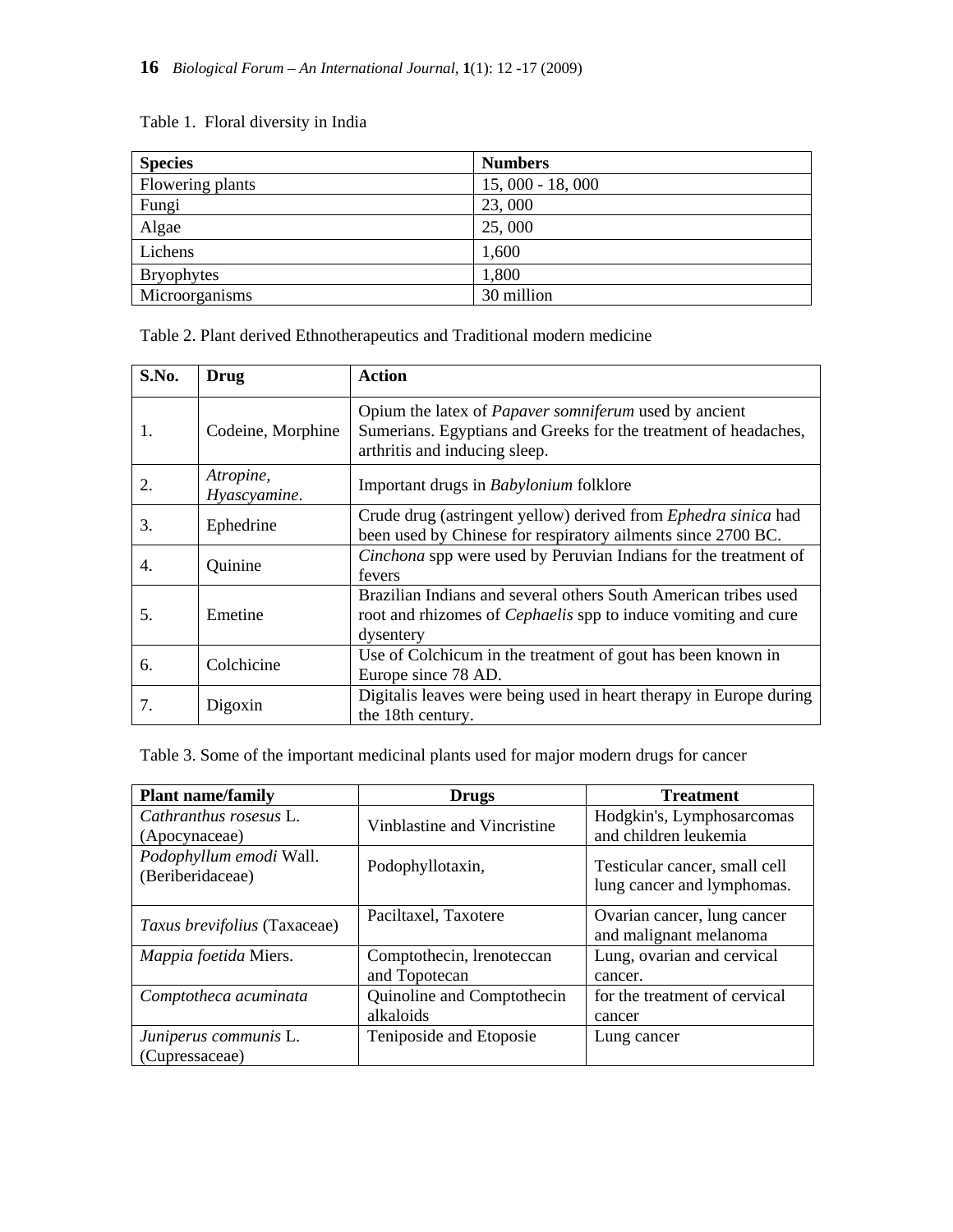Table 1. Floral diversity in India

| Species | Numbers |
| --- | --- |
| Flowering plants | 15, 000 - 18, 000 |
| Fungi | 23, 000 |
| Algae | 25, 000 |
| Lichens | 1,600 |
| Bryophytes | 1,800 |
| Microorganisms | 30 million |

Table 2. Plant derived Ethnotherapeutics and Traditional modern medicine

| S.No. | Drug | Action |
| --- | --- | --- |
| 1. | Codeine, Morphine | Opium the latex of *Papaver somniferum* used by ancient Sumerians. Egyptians and Greeks for the treatment of headaches, arthritis and inducing sleep. |
| 2. | *Atropine, Hyascyamine*. | Important drugs in *Babylonium* folklore |
| 3. | Ephedrine | Crude drug (astringent yellow) derived from *Ephedra sinica* had been used by Chinese for respiratory ailments since 2700 BC. |
| 4. | Quinine | *Cinchona* spp were used by Peruvian Indians for the treatment of fevers |
| 5. | Emetine | Brazilian Indians and several others South American tribes used root and rhizomes of *Cephaelis* spp to induce vomiting and cure dysentery |
| 6. | Colchicine | Use of Colchicum in the treatment of gout has been known in Europe since 78 AD. |
| 7. | Digoxin | Digitalis leaves were being used in heart therapy in Europe during the 18th century. |

Table 3. Some of the important medicinal plants used for major modern drugs for cancer

| Plant name/family | Drugs | Treatment |
| --- | --- | --- |
| *Cathranthus rosesus* L. (Apocynaceae) | Vinblastine and Vincristine | Hodgkin's, Lymphosarcomas and children leukemia |
| *Podophyllum emodi* Wall. (Beriberidaceae) | Podophyllotaxin, | Testicular cancer, small cell lung cancer and lymphomas. |
| *Taxus brevifolius* (Taxaceae) | Paciltaxel, Taxotere | Ovarian cancer, lung cancer and malignant melanoma |
| *Mappia foetida* Miers. | Comptothecin, lrenoteccan and Topotecan | Lung, ovarian and cervical cancer. |
| *Comptotheca acuminata* | Quinoline and Comptothecin alkaloids | for the treatment of cervical cancer |
| *Juniperus communis* L. (Cupressaceae) | Teniposide and Etoposie | Lung cancer |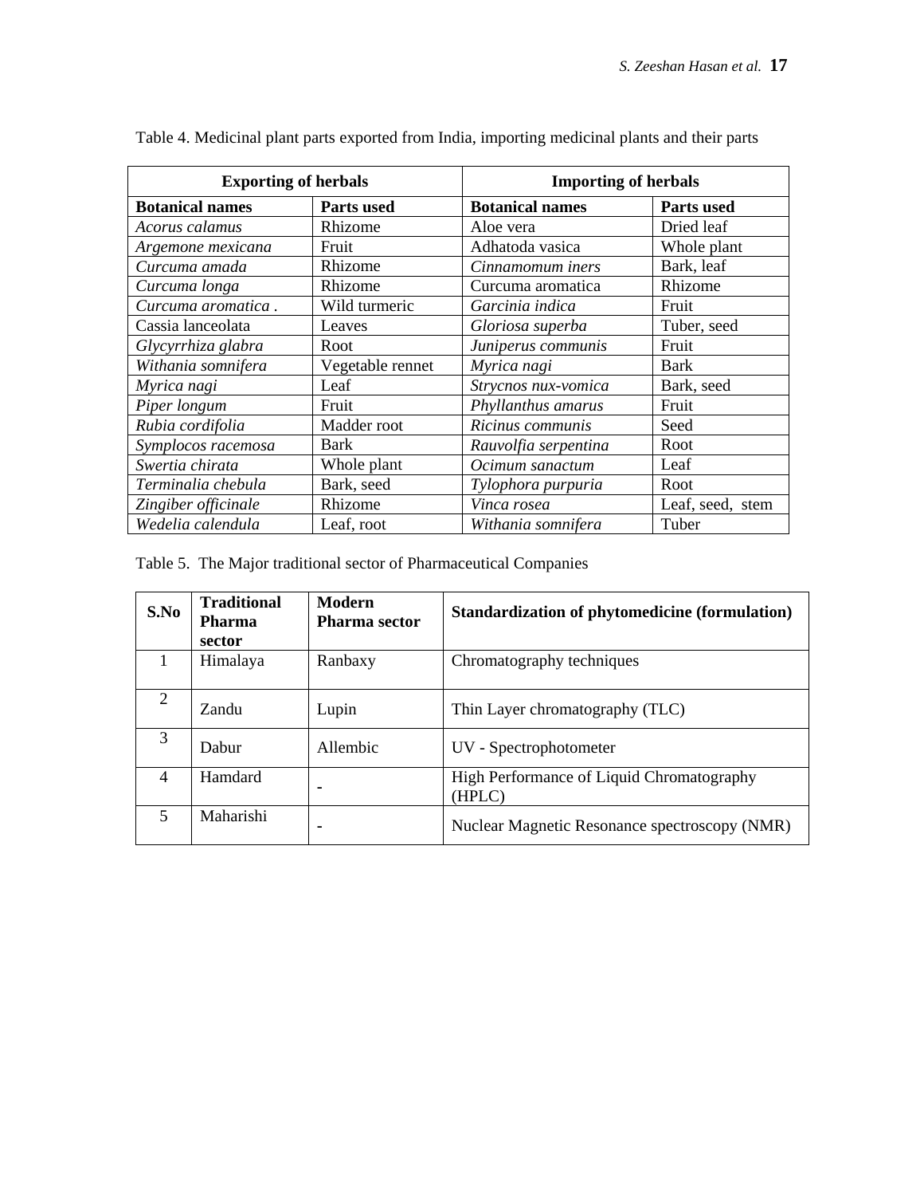Table 4. Medicinal plant parts exported from India, importing medicinal plants and their parts

| Exporting of herbals | | Importing of herbals | |
|---|---|---|---|
| **Botanical names** | **Parts used** | **Botanical names** | **Parts used** |
| *Acorus calamus* | Rhizome | Aloe vera | Dried leaf |
| *Argemone mexicana* | Fruit | Adhatoda vasica | Whole plant |
| *Curcuma amada* | Rhizome | *Cinnamomum iners* | Bark, leaf |
| *Curcuma longa* | Rhizome | Curcuma aromatica | Rhizome |
| *Curcuma aromatica .* | Wild turmeric | *Garcinia indica* | Fruit |
| Cassia lanceolata | Leaves | *Gloriosa superba* | Tuber, seed |
| *Glycyrrhiza glabra* | Root | *Juniperus communis* | Fruit |
| *Withania somnifera* | Vegetable rennet | *Myrica nagi* | Bark |
| *Myrica nagi* | Leaf | *Strycnos nux-vomica* | Bark, seed |
| *Piper longum* | Fruit | *Phyllanthus amarus* | Fruit |
| *Rubia cordifolia* | Madder root | *Ricinus communis* | Seed |
| *Symplocos racemosa* | Bark | *Rauvolfia serpentina* | Root |
| *Swertia chirata* | Whole plant | *Ocimum sanactum* | Leaf |
| *Terminalia chebula* | Bark, seed | *Tylophora purpuria* | Root |
| *Zingiber officinale* | Rhizome | *Vinca rosea* | Leaf, seed, stem |
| *Wedelia calendula* | Leaf, root | *Withania somnifera* | Tuber |

Table 5. The Major traditional sector of Pharmaceutical Companies

| S.No | Traditional Pharma sector | Modern Pharma sector | Standardization of phytomedicine (formulation) |
|---|---|---|---|
| 1 | Himalaya | Ranbaxy | Chromatography techniques |
| 2 | Zandu | Lupin | Thin Layer chromatography (TLC) |
| 3 | Dabur | Allembic | UV - Spectrophotometer |
| 4 | Hamdard | - | High Performance of Liquid Chromatography (HPLC) |
| 5 | Maharishi | - | Nuclear Magnetic Resonance spectroscopy (NMR) |